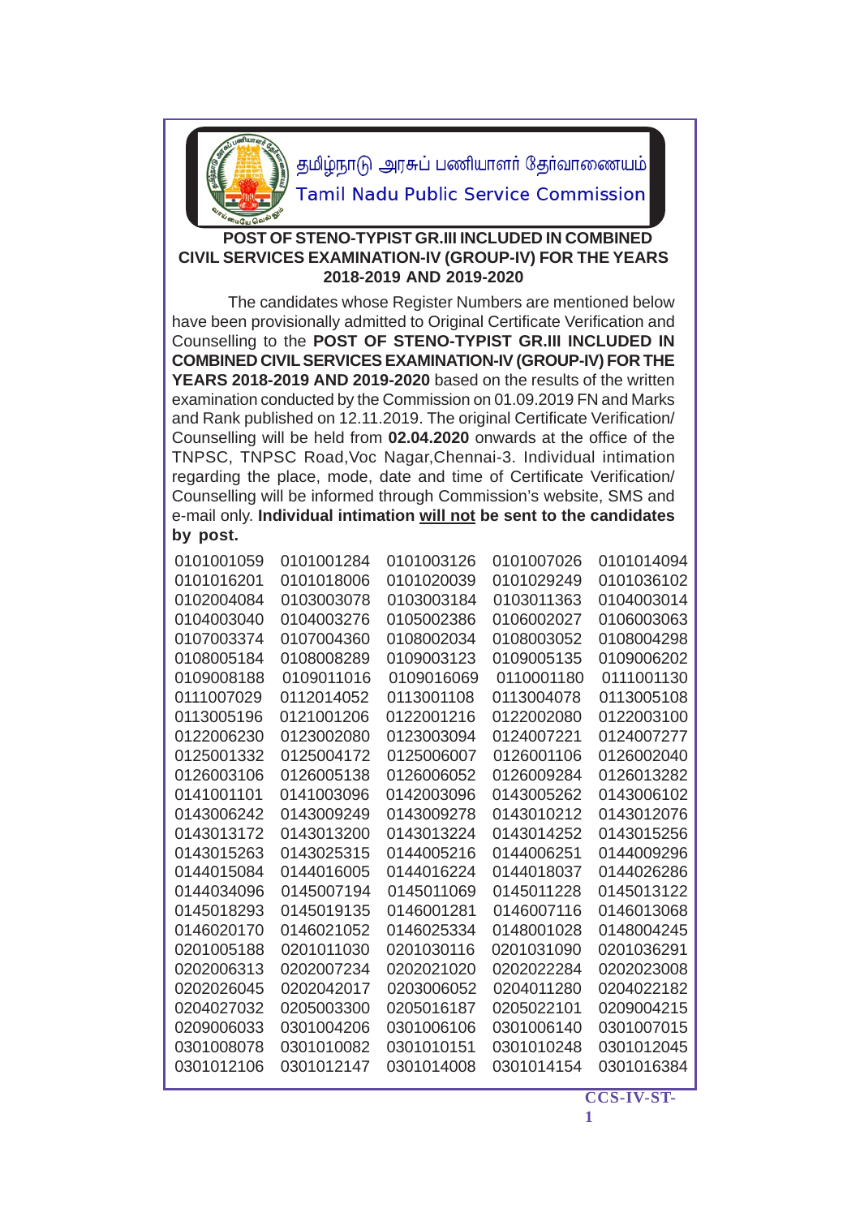தமிழ்நாடு அரசுப் பணியாளர் தேர்வாணையம்

Tamil Nadu Public Service Commission

**POST OF STENO-TYPIST GR.III INCLUDED IN COMBINED CIVIL SERVICES EXAMINATION-IV (GROUP-IV) FOR THE YEARS 2018-2019 AND 2019-2020**

The candidates whose Register Numbers are mentioned below have been provisionally admitted to Original Certificate Verification and Counselling to the **POST OF STENO-TYPIST GR.III INCLUDED IN COMBINED CIVIL SERVICES EXAMINATION-IV (GROUP-IV) FOR THE YEARS 2018-2019 AND 2019-2020** based on the results of the written examination conducted by the Commission on 01.09.2019 FN and Marks and Rank published on 12.11.2019. The original Certificate Verification/ Counselling will be held from **02.04.2020** onwards at the office of the TNPSC, TNPSC Road,Voc Nagar,Chennai-3. Individual intimation regarding the place, mode, date and time of Certificate Verification/ Counselling will be informed through Commission's website, SMS and e-mail only. **Individual intimation <u>will not</u> be sent to the candidates by post.**

| | | | | |
|---|---|---|---|---|
| 0101001059 | 0101001284 | 0101003126 | 0101007026 | 0101014094 |
| 0101016201 | 0101018006 | 0101020039 | 0101029249 | 0101036102 |
| 0102004084 | 0103003078 | 0103003184 | 0103011363 | 0104003014 |
| 0104003040 | 0104003276 | 0105002386 | 0106002027 | 0106003063 |
| 0107003374 | 0107004360 | 0108002034 | 0108003052 | 0108004298 |
| 0108005184 | 0108008289 | 0109003123 | 0109005135 | 0109006202 |
| 0109008188 | 0109011016 | 0109016069 | 0110001180 | 0111001130 |
| 0111007029 | 0112014052 | 0113001108 | 0113004078 | 0113005108 |
| 0113005196 | 0121001206 | 0122001216 | 0122002080 | 0122003100 |
| 0122006230 | 0123002080 | 0123003094 | 0124007221 | 0124007277 |
| 0125001332 | 0125004172 | 0125006007 | 0126001106 | 0126002040 |
| 0126003106 | 0126005138 | 0126006052 | 0126009284 | 0126013282 |
| 0141001101 | 0141003096 | 0142003096 | 0143005262 | 0143006102 |
| 0143006242 | 0143009249 | 0143009278 | 0143010212 | 0143012076 |
| 0143013172 | 0143013200 | 0143013224 | 0143014252 | 0143015256 |
| 0143015263 | 0143025315 | 0144005216 | 0144006251 | 0144009296 |
| 0144015084 | 0144016005 | 0144016224 | 0144018037 | 0144026286 |
| 0144034096 | 0145007194 | 0145011069 | 0145011228 | 0145013122 |
| 0145018293 | 0145019135 | 0146001281 | 0146007116 | 0146013068 |
| 0146020170 | 0146021052 | 0146025334 | 0148001028 | 0148004245 |
| 0201005188 | 0201011030 | 0201030116 | 0201031090 | 0201036291 |
| 0202006313 | 0202007234 | 0202021020 | 0202022284 | 0202023008 |
| 0202026045 | 0202042017 | 0203006052 | 0204011280 | 0204022182 |
| 0204027032 | 0205003300 | 0205016187 | 0205022101 | 0209004215 |
| 0209006033 | 0301004206 | 0301006106 | 0301006140 | 0301007015 |
| 0301008078 | 0301010082 | 0301010151 | 0301010248 | 0301012045 |
| 0301012106 | 0301012147 | 0301014008 | 0301014154 | 0301016384 |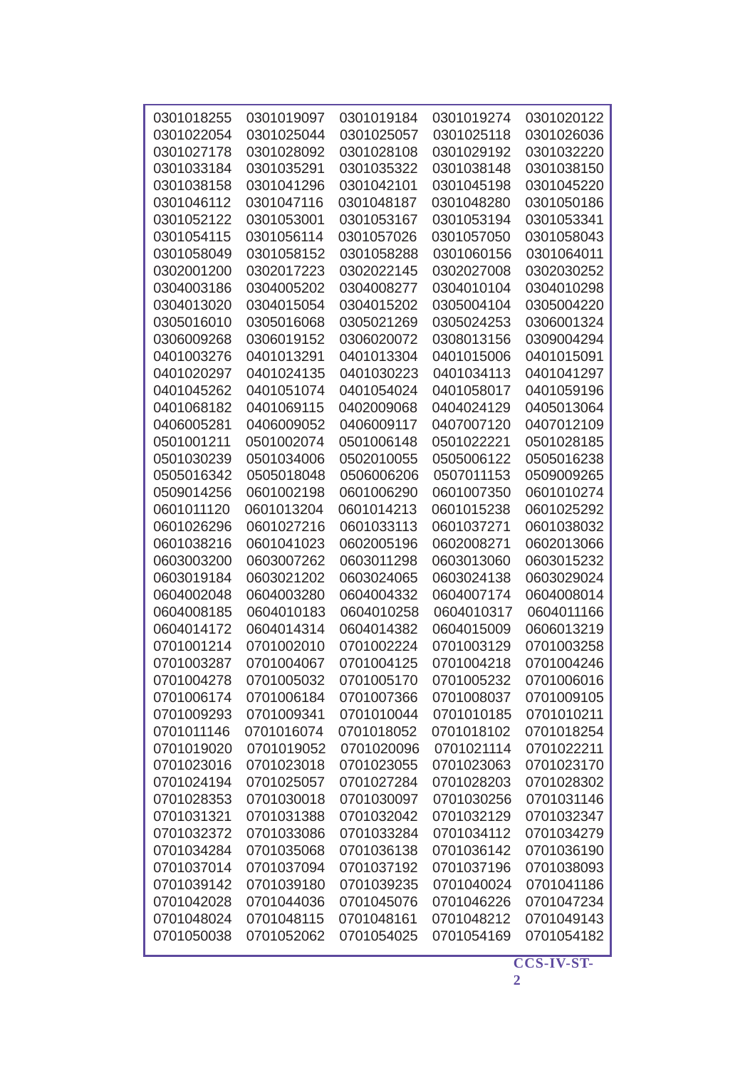| | | | | |
|---|---|---|---|---|
| 0301018255 | 0301019097 | 0301019184 | 0301019274 | 0301020122 |
| 0301022054 | 0301025044 | 0301025057 | 0301025118 | 0301026036 |
| 0301027178 | 0301028092 | 0301028108 | 0301029192 | 0301032220 |
| 0301033184 | 0301035291 | 0301035322 | 0301038148 | 0301038150 |
| 0301038158 | 0301041296 | 0301042101 | 0301045198 | 0301045220 |
| 0301046112 | 0301047116 | 0301048187 | 0301048280 | 0301050186 |
| 0301052122 | 0301053001 | 0301053167 | 0301053194 | 0301053341 |
| 0301054115 | 0301056114 | 0301057026 | 0301057050 | 0301058043 |
| 0301058049 | 0301058152 | 0301058288 | 0301060156 | 0301064011 |
| 0302001200 | 0302017223 | 0302022145 | 0302027008 | 0302030252 |
| 0304003186 | 0304005202 | 0304008277 | 0304010104 | 0304010298 |
| 0304013020 | 0304015054 | 0304015202 | 0305004104 | 0305004220 |
| 0305016010 | 0305016068 | 0305021269 | 0305024253 | 0306001324 |
| 0306009268 | 0306019152 | 0306020072 | 0308013156 | 0309004294 |
| 0401003276 | 0401013291 | 0401013304 | 0401015006 | 0401015091 |
| 0401020297 | 0401024135 | 0401030223 | 0401034113 | 0401041297 |
| 0401045262 | 0401051074 | 0401054024 | 0401058017 | 0401059196 |
| 0401068182 | 0401069115 | 0402009068 | 0404024129 | 0405013064 |
| 0406005281 | 0406009052 | 0406009117 | 0407007120 | 0407012109 |
| 0501001211 | 0501002074 | 0501006148 | 0501022221 | 0501028185 |
| 0501030239 | 0501034006 | 0502010055 | 0505006122 | 0505016238 |
| 0505016342 | 0505018048 | 0506006206 | 0507011153 | 0509009265 |
| 0509014256 | 0601002198 | 0601006290 | 0601007350 | 0601010274 |
| 0601011120 | 0601013204 | 0601014213 | 0601015238 | 0601025292 |
| 0601026296 | 0601027216 | 0601033113 | 0601037271 | 0601038032 |
| 0601038216 | 0601041023 | 0602005196 | 0602008271 | 0602013066 |
| 0603003200 | 0603007262 | 0603011298 | 0603013060 | 0603015232 |
| 0603019184 | 0603021202 | 0603024065 | 0603024138 | 0603029024 |
| 0604002048 | 0604003280 | 0604004332 | 0604007174 | 0604008014 |
| 0604008185 | 0604010183 | 0604010258 | 0604010317 | 0604011166 |
| 0604014172 | 0604014314 | 0604014382 | 0604015009 | 0606013219 |
| 0701001214 | 0701002010 | 0701002224 | 0701003129 | 0701003258 |
| 0701003287 | 0701004067 | 0701004125 | 0701004218 | 0701004246 |
| 0701004278 | 0701005032 | 0701005170 | 0701005232 | 0701006016 |
| 0701006174 | 0701006184 | 0701007366 | 0701008037 | 0701009105 |
| 0701009293 | 0701009341 | 0701010044 | 0701010185 | 0701010211 |
| 0701011146 | 0701016074 | 0701018052 | 0701018102 | 0701018254 |
| 0701019020 | 0701019052 | 0701020096 | 0701021114 | 0701022211 |
| 0701023016 | 0701023018 | 0701023055 | 0701023063 | 0701023170 |
| 0701024194 | 0701025057 | 0701027284 | 0701028203 | 0701028302 |
| 0701028353 | 0701030018 | 0701030097 | 0701030256 | 0701031146 |
| 0701031321 | 0701031388 | 0701032042 | 0701032129 | 0701032347 |
| 0701032372 | 0701033086 | 0701033284 | 0701034112 | 0701034279 |
| 0701034284 | 0701035068 | 0701036138 | 0701036142 | 0701036190 |
| 0701037014 | 0701037094 | 0701037192 | 0701037196 | 0701038093 |
| 0701039142 | 0701039180 | 0701039235 | 0701040024 | 0701041186 |
| 0701042028 | 0701044036 | 0701045076 | 0701046226 | 0701047234 |
| 0701048024 | 0701048115 | 0701048161 | 0701048212 | 0701049143 |
| 0701050038 | 0701052062 | 0701054025 | 0701054169 | 0701054182 |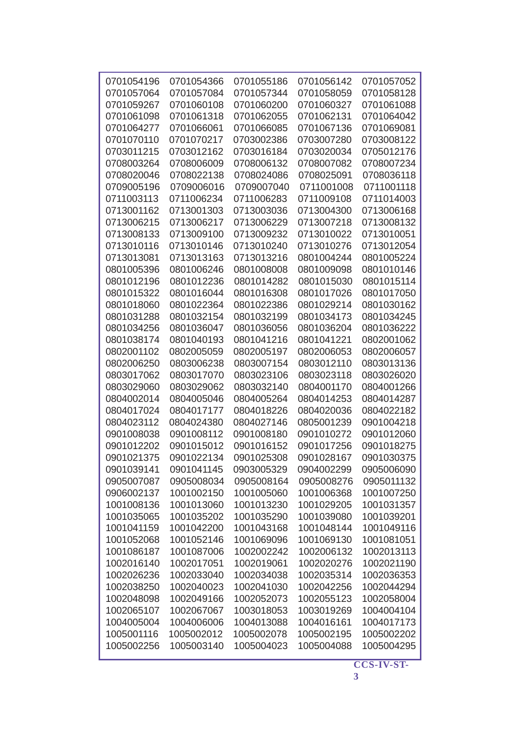| | | | | |
|---|---|---|---|---|
| 0701054196 | 0701054366 | 0701055186 | 0701056142 | 0701057052 |
| 0701057064 | 0701057084 | 0701057344 | 0701058059 | 0701058128 |
| 0701059267 | 0701060108 | 0701060200 | 0701060327 | 0701061088 |
| 0701061098 | 0701061318 | 0701062055 | 0701062131 | 0701064042 |
| 0701064277 | 0701066061 | 0701066085 | 0701067136 | 0701069081 |
| 0701070110 | 0701070217 | 0703002386 | 0703007280 | 0703008122 |
| 0703011215 | 0703012162 | 0703016184 | 0703020034 | 0705012176 |
| 0708003264 | 0708006009 | 0708006132 | 0708007082 | 0708007234 |
| 0708020046 | 0708022138 | 0708024086 | 0708025091 | 0708036118 |
| 0709005196 | 0709006016 | 0709007040 | 0711001008 | 0711001118 |
| 0711003113 | 0711006234 | 0711006283 | 0711009108 | 0711014003 |
| 0713001162 | 0713001303 | 0713003036 | 0713004300 | 0713006168 |
| 0713006215 | 0713006217 | 0713006229 | 0713007218 | 0713008132 |
| 0713008133 | 0713009100 | 0713009232 | 0713010022 | 0713010051 |
| 0713010116 | 0713010146 | 0713010240 | 0713010276 | 0713012054 |
| 0713013081 | 0713013163 | 0713013216 | 0801004244 | 0801005224 |
| 0801005396 | 0801006246 | 0801008008 | 0801009098 | 0801010146 |
| 0801012196 | 0801012236 | 0801014282 | 0801015030 | 0801015114 |
| 0801015322 | 0801016044 | 0801016308 | 0801017026 | 0801017050 |
| 0801018060 | 0801022364 | 0801022386 | 0801029214 | 0801030162 |
| 0801031288 | 0801032154 | 0801032199 | 0801034173 | 0801034245 |
| 0801034256 | 0801036047 | 0801036056 | 0801036204 | 0801036222 |
| 0801038174 | 0801040193 | 0801041216 | 0801041221 | 0802001062 |
| 0802001102 | 0802005059 | 0802005197 | 0802006053 | 0802006057 |
| 0802006250 | 0803006238 | 0803007154 | 0803012110 | 0803013136 |
| 0803017062 | 0803017070 | 0803023106 | 0803023118 | 0803026020 |
| 0803029060 | 0803029062 | 0803032140 | 0804001170 | 0804001266 |
| 0804002014 | 0804005046 | 0804005264 | 0804014253 | 0804014287 |
| 0804017024 | 0804017177 | 0804018226 | 0804020036 | 0804022182 |
| 0804023112 | 0804024380 | 0804027146 | 0805001239 | 0901004218 |
| 0901008038 | 0901008112 | 0901008180 | 0901010272 | 0901012060 |
| 0901012202 | 0901015012 | 0901016152 | 0901017256 | 0901018275 |
| 0901021375 | 0901022134 | 0901025308 | 0901028167 | 0901030375 |
| 0901039141 | 0901041145 | 0903005329 | 0904002299 | 0905006090 |
| 0905007087 | 0905008034 | 0905008164 | 0905008276 | 0905011132 |
| 0906002137 | 1001002150 | 1001005060 | 1001006368 | 1001007250 |
| 1001008136 | 1001013060 | 1001013230 | 1001029205 | 1001031357 |
| 1001035065 | 1001035202 | 1001035290 | 1001039080 | 1001039201 |
| 1001041159 | 1001042200 | 1001043168 | 1001048144 | 1001049116 |
| 1001052068 | 1001052146 | 1001069096 | 1001069130 | 1001081051 |
| 1001086187 | 1001087006 | 1002002242 | 1002006132 | 1002013113 |
| 1002016140 | 1002017051 | 1002019061 | 1002020276 | 1002021190 |
| 1002026236 | 1002033040 | 1002034038 | 1002035314 | 1002036353 |
| 1002038250 | 1002040023 | 1002041030 | 1002042256 | 1002044294 |
| 1002048098 | 1002049166 | 1002052073 | 1002055123 | 1002058004 |
| 1002065107 | 1002067067 | 1003018053 | 1003019269 | 1004004104 |
| 1004005004 | 1004006006 | 1004013088 | 1004016161 | 1004017173 |
| 1005001116 | 1005002012 | 1005002078 | 1005002195 | 1005002202 |
| 1005002256 | 1005003140 | 1005004023 | 1005004088 | 1005004295 |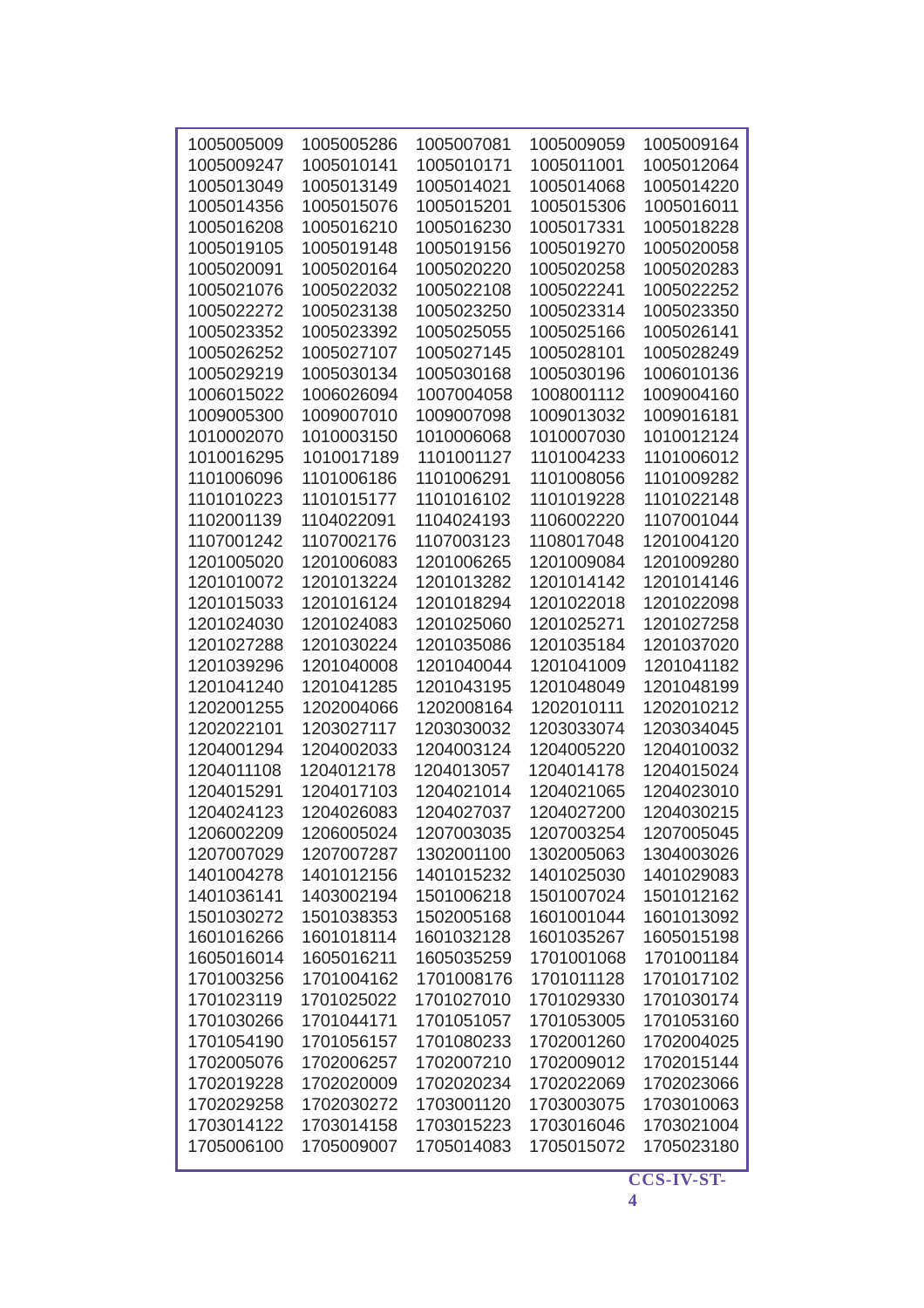| | | | | |
|---|---|---|---|---|
| 1005005009 | 1005005286 | 1005007081 | 1005009059 | 1005009164 |
| 1005009247 | 1005010141 | 1005010171 | 1005011001 | 1005012064 |
| 1005013049 | 1005013149 | 1005014021 | 1005014068 | 1005014220 |
| 1005014356 | 1005015076 | 1005015201 | 1005015306 | 1005016011 |
| 1005016208 | 1005016210 | 1005016230 | 1005017331 | 1005018228 |
| 1005019105 | 1005019148 | 1005019156 | 1005019270 | 1005020058 |
| 1005020091 | 1005020164 | 1005020220 | 1005020258 | 1005020283 |
| 1005021076 | 1005022032 | 1005022108 | 1005022241 | 1005022252 |
| 1005022272 | 1005023138 | 1005023250 | 1005023314 | 1005023350 |
| 1005023352 | 1005023392 | 1005025055 | 1005025166 | 1005026141 |
| 1005026252 | 1005027107 | 1005027145 | 1005028101 | 1005028249 |
| 1005029219 | 1005030134 | 1005030168 | 1005030196 | 1006010136 |
| 1006015022 | 1006026094 | 1007004058 | 1008001112 | 1009004160 |
| 1009005300 | 1009007010 | 1009007098 | 1009013032 | 1009016181 |
| 1010002070 | 1010003150 | 1010006068 | 1010007030 | 1010012124 |
| 1010016295 | 1010017189 | 1101001127 | 1101004233 | 1101006012 |
| 1101006096 | 1101006186 | 1101006291 | 1101008056 | 1101009282 |
| 1101010223 | 1101015177 | 1101016102 | 1101019228 | 1101022148 |
| 1102001139 | 1104022091 | 1104024193 | 1106002220 | 1107001044 |
| 1107001242 | 1107002176 | 1107003123 | 1108017048 | 1201004120 |
| 1201005020 | 1201006083 | 1201006265 | 1201009084 | 1201009280 |
| 1201010072 | 1201013224 | 1201013282 | 1201014142 | 1201014146 |
| 1201015033 | 1201016124 | 1201018294 | 1201022018 | 1201022098 |
| 1201024030 | 1201024083 | 1201025060 | 1201025271 | 1201027258 |
| 1201027288 | 1201030224 | 1201035086 | 1201035184 | 1201037020 |
| 1201039296 | 1201040008 | 1201040044 | 1201041009 | 1201041182 |
| 1201041240 | 1201041285 | 1201043195 | 1201048049 | 1201048199 |
| 1202001255 | 1202004066 | 1202008164 | 1202010111 | 1202010212 |
| 1202022101 | 1203027117 | 1203030032 | 1203033074 | 1203034045 |
| 1204001294 | 1204002033 | 1204003124 | 1204005220 | 1204010032 |
| 1204011108 | 1204012178 | 1204013057 | 1204014178 | 1204015024 |
| 1204015291 | 1204017103 | 1204021014 | 1204021065 | 1204023010 |
| 1204024123 | 1204026083 | 1204027037 | 1204027200 | 1204030215 |
| 1206002209 | 1206005024 | 1207003035 | 1207003254 | 1207005045 |
| 1207007029 | 1207007287 | 1302001100 | 1302005063 | 1304003026 |
| 1401004278 | 1401012156 | 1401015232 | 1401025030 | 1401029083 |
| 1401036141 | 1403002194 | 1501006218 | 1501007024 | 1501012162 |
| 1501030272 | 1501038353 | 1502005168 | 1601001044 | 1601013092 |
| 1601016266 | 1601018114 | 1601032128 | 1601035267 | 1605015198 |
| 1605016014 | 1605016211 | 1605035259 | 1701001068 | 1701001184 |
| 1701003256 | 1701004162 | 1701008176 | 1701011128 | 1701017102 |
| 1701023119 | 1701025022 | 1701027010 | 1701029330 | 1701030174 |
| 1701030266 | 1701044171 | 1701051057 | 1701053005 | 1701053160 |
| 1701054190 | 1701056157 | 1701080233 | 1702001260 | 1702004025 |
| 1702005076 | 1702006257 | 1702007210 | 1702009012 | 1702015144 |
| 1702019228 | 1702020009 | 1702020234 | 1702022069 | 1702023066 |
| 1702029258 | 1702030272 | 1703001120 | 1703003075 | 1703010063 |
| 1703014122 | 1703014158 | 1703015223 | 1703016046 | 1703021004 |
| 1705006100 | 1705009007 | 1705014083 | 1705015072 | 1705023180 |

CCS-IV-ST-4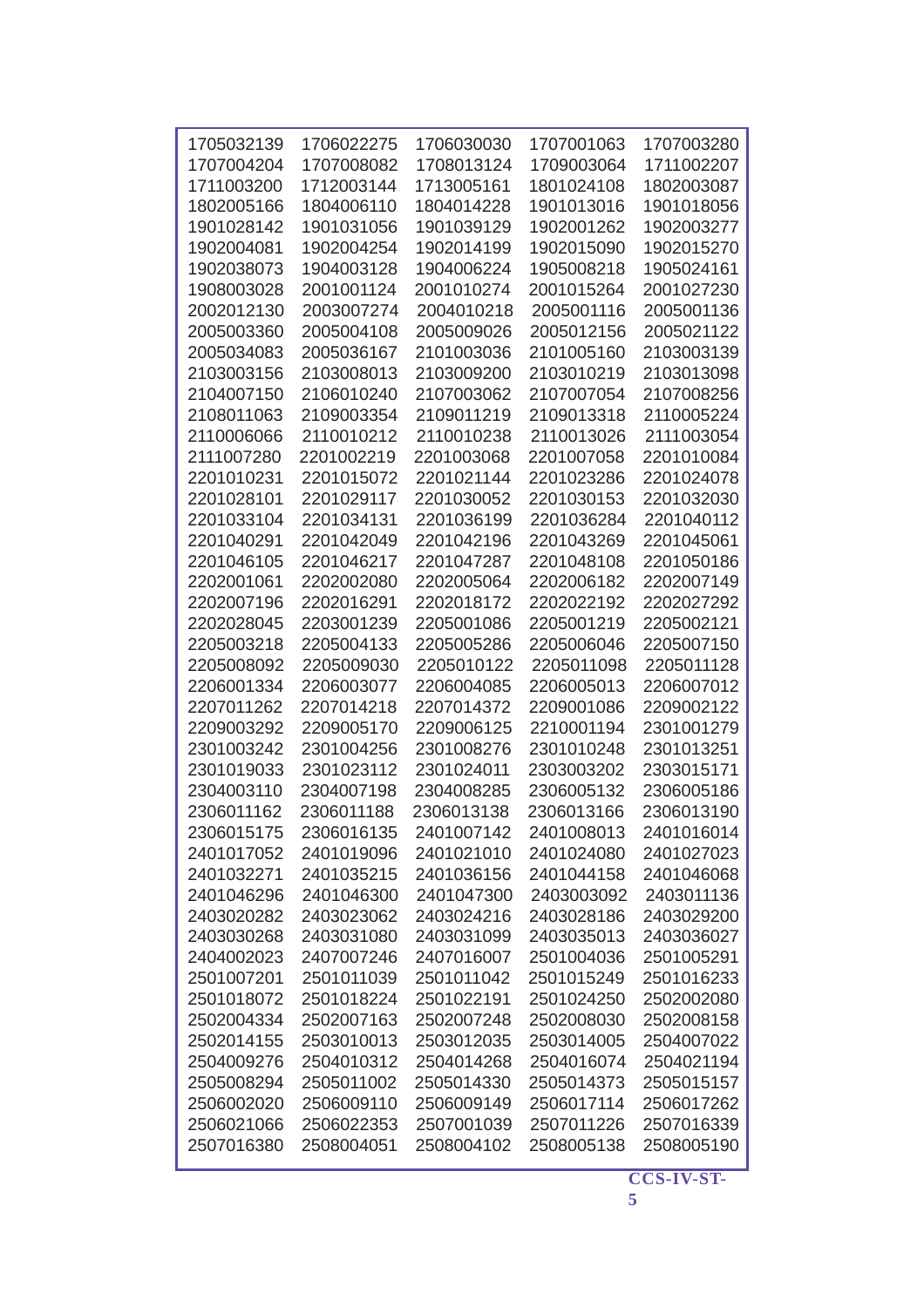| | | | | |
|---|---|---|---|---|
| 1705032139 | 1706022275 | 1706030030 | 1707001063 | 1707003280 |
| 1707004204 | 1707008082 | 1708013124 | 1709003064 | 1711002207 |
| 1711003200 | 1712003144 | 1713005161 | 1801024108 | 1802003087 |
| 1802005166 | 1804006110 | 1804014228 | 1901013016 | 1901018056 |
| 1901028142 | 1901031056 | 1901039129 | 1902001262 | 1902003277 |
| 1902004081 | 1902004254 | 1902014199 | 1902015090 | 1902015270 |
| 1902038073 | 1904003128 | 1904006224 | 1905008218 | 1905024161 |
| 1908003028 | 2001001124 | 2001010274 | 2001015264 | 2001027230 |
| 2002012130 | 2003007274 | 2004010218 | 2005001116 | 2005001136 |
| 2005003360 | 2005004108 | 2005009026 | 2005012156 | 2005021122 |
| 2005034083 | 2005036167 | 2101003036 | 2101005160 | 2103003139 |
| 2103003156 | 2103008013 | 2103009200 | 2103010219 | 2103013098 |
| 2104007150 | 2106010240 | 2107003062 | 2107007054 | 2107008256 |
| 2108011063 | 2109003354 | 2109011219 | 2109013318 | 2110005224 |
| 2110006066 | 2110010212 | 2110010238 | 2110013026 | 2111003054 |
| 2111007280 | 2201002219 | 2201003068 | 2201007058 | 2201010084 |
| 2201010231 | 2201015072 | 2201021144 | 2201023286 | 2201024078 |
| 2201028101 | 2201029117 | 2201030052 | 2201030153 | 2201032030 |
| 2201033104 | 2201034131 | 2201036199 | 2201036284 | 2201040112 |
| 2201040291 | 2201042049 | 2201042196 | 2201043269 | 2201045061 |
| 2201046105 | 2201046217 | 2201047287 | 2201048108 | 2201050186 |
| 2202001061 | 2202002080 | 2202005064 | 2202006182 | 2202007149 |
| 2202007196 | 2202016291 | 2202018172 | 2202022192 | 2202027292 |
| 2202028045 | 2203001239 | 2205001086 | 2205001219 | 2205002121 |
| 2205003218 | 2205004133 | 2205005286 | 2205006046 | 2205007150 |
| 2205008092 | 2205009030 | 2205010122 | 2205011098 | 2205011128 |
| 2206001334 | 2206003077 | 2206004085 | 2206005013 | 2206007012 |
| 2207011262 | 2207014218 | 2207014372 | 2209001086 | 2209002122 |
| 2209003292 | 2209005170 | 2209006125 | 2210001194 | 2301001279 |
| 2301003242 | 2301004256 | 2301008276 | 2301010248 | 2301013251 |
| 2301019033 | 2301023112 | 2301024011 | 2303003202 | 2303015171 |
| 2304003110 | 2304007198 | 2304008285 | 2306005132 | 2306005186 |
| 2306011162 | 2306011188 | 2306013138 | 2306013166 | 2306013190 |
| 2306015175 | 2306016135 | 2401007142 | 2401008013 | 2401016014 |
| 2401017052 | 2401019096 | 2401021010 | 2401024080 | 2401027023 |
| 2401032271 | 2401035215 | 2401036156 | 2401044158 | 2401046068 |
| 2401046296 | 2401046300 | 2401047300 | 2403003092 | 2403011136 |
| 2403020282 | 2403023062 | 2403024216 | 2403028186 | 2403029200 |
| 2403030268 | 2403031080 | 2403031099 | 2403035013 | 2403036027 |
| 2404002023 | 2407007246 | 2407016007 | 2501004036 | 2501005291 |
| 2501007201 | 2501011039 | 2501011042 | 2501015249 | 2501016233 |
| 2501018072 | 2501018224 | 2501022191 | 2501024250 | 2502002080 |
| 2502004334 | 2502007163 | 2502007248 | 2502008030 | 2502008158 |
| 2502014155 | 2503010013 | 2503012035 | 2503014005 | 2504007022 |
| 2504009276 | 2504010312 | 2504014268 | 2504016074 | 2504021194 |
| 2505008294 | 2505011002 | 2505014330 | 2505014373 | 2505015157 |
| 2506002020 | 2506009110 | 2506009149 | 2506017114 | 2506017262 |
| 2506021066 | 2506022353 | 2507001039 | 2507011226 | 2507016339 |
| 2507016380 | 2508004051 | 2508004102 | 2508005138 | 2508005190 |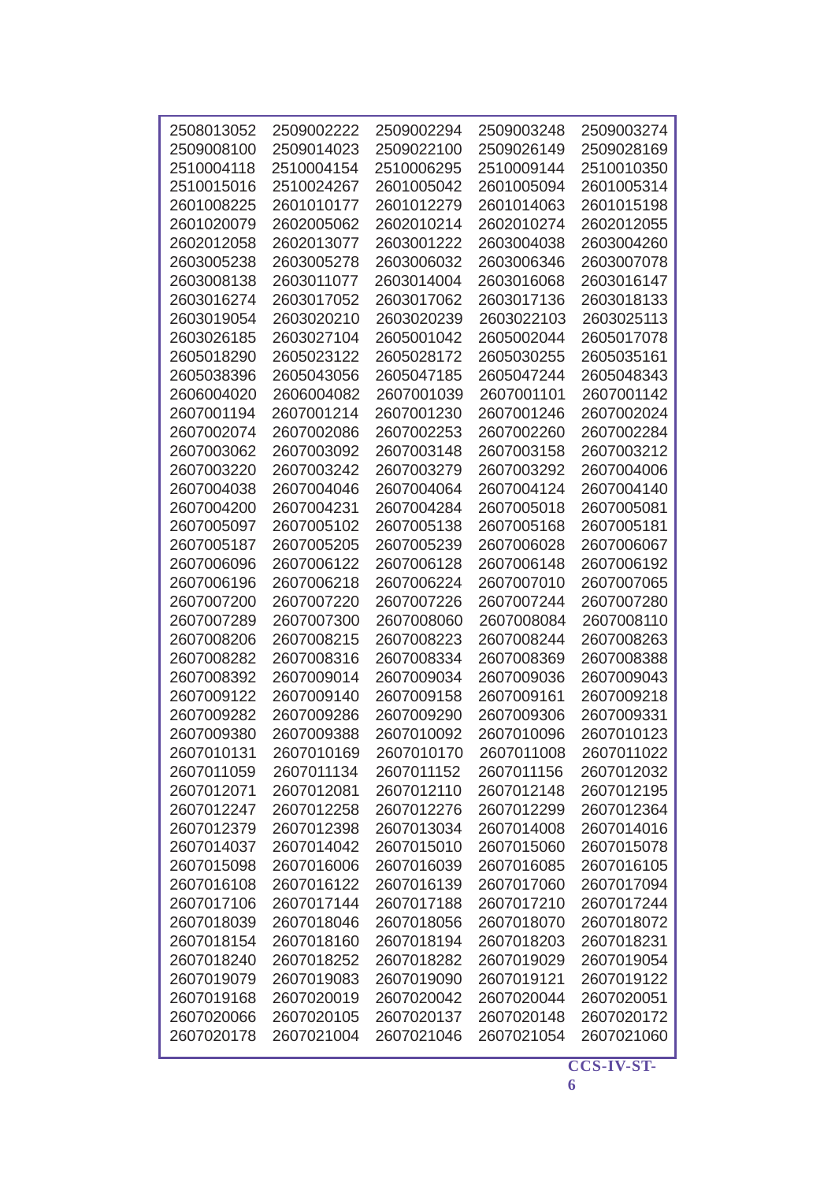| | | | | |
|---|---|---|---|---|
| 2508013052 | 2509002222 | 2509002294 | 2509003248 | 2509003274 |
| 2509008100 | 2509014023 | 2509022100 | 2509026149 | 2509028169 |
| 2510004118 | 2510004154 | 2510006295 | 2510009144 | 2510010350 |
| 2510015016 | 2510024267 | 2601005042 | 2601005094 | 2601005314 |
| 2601008225 | 2601010177 | 2601012279 | 2601014063 | 2601015198 |
| 2601020079 | 2602005062 | 2602010214 | 2602010274 | 2602012055 |
| 2602012058 | 2602013077 | 2603001222 | 2603004038 | 2603004260 |
| 2603005238 | 2603005278 | 2603006032 | 2603006346 | 2603007078 |
| 2603008138 | 2603011077 | 2603014004 | 2603016068 | 2603016147 |
| 2603016274 | 2603017052 | 2603017062 | 2603017136 | 2603018133 |
| 2603019054 | 2603020210 | 2603020239 | 2603022103 | 2603025113 |
| 2603026185 | 2603027104 | 2605001042 | 2605002044 | 2605017078 |
| 2605018290 | 2605023122 | 2605028172 | 2605030255 | 2605035161 |
| 2605038396 | 2605043056 | 2605047185 | 2605047244 | 2605048343 |
| 2606004020 | 2606004082 | 2607001039 | 2607001101 | 2607001142 |
| 2607001194 | 2607001214 | 2607001230 | 2607001246 | 2607002024 |
| 2607002074 | 2607002086 | 2607002253 | 2607002260 | 2607002284 |
| 2607003062 | 2607003092 | 2607003148 | 2607003158 | 2607003212 |
| 2607003220 | 2607003242 | 2607003279 | 2607003292 | 2607004006 |
| 2607004038 | 2607004046 | 2607004064 | 2607004124 | 2607004140 |
| 2607004200 | 2607004231 | 2607004284 | 2607005018 | 2607005081 |
| 2607005097 | 2607005102 | 2607005138 | 2607005168 | 2607005181 |
| 2607005187 | 2607005205 | 2607005239 | 2607006028 | 2607006067 |
| 2607006096 | 2607006122 | 2607006128 | 2607006148 | 2607006192 |
| 2607006196 | 2607006218 | 2607006224 | 2607007010 | 2607007065 |
| 2607007200 | 2607007220 | 2607007226 | 2607007244 | 2607007280 |
| 2607007289 | 2607007300 | 2607008060 | 2607008084 | 2607008110 |
| 2607008206 | 2607008215 | 2607008223 | 2607008244 | 2607008263 |
| 2607008282 | 2607008316 | 2607008334 | 2607008369 | 2607008388 |
| 2607008392 | 2607009014 | 2607009034 | 2607009036 | 2607009043 |
| 2607009122 | 2607009140 | 2607009158 | 2607009161 | 2607009218 |
| 2607009282 | 2607009286 | 2607009290 | 2607009306 | 2607009331 |
| 2607009380 | 2607009388 | 2607010092 | 2607010096 | 2607010123 |
| 2607010131 | 2607010169 | 2607010170 | 2607011008 | 2607011022 |
| 2607011059 | 2607011134 | 2607011152 | 2607011156 | 2607012032 |
| 2607012071 | 2607012081 | 2607012110 | 2607012148 | 2607012195 |
| 2607012247 | 2607012258 | 2607012276 | 2607012299 | 2607012364 |
| 2607012379 | 2607012398 | 2607013034 | 2607014008 | 2607014016 |
| 2607014037 | 2607014042 | 2607015010 | 2607015060 | 2607015078 |
| 2607015098 | 2607016006 | 2607016039 | 2607016085 | 2607016105 |
| 2607016108 | 2607016122 | 2607016139 | 2607017060 | 2607017094 |
| 2607017106 | 2607017144 | 2607017188 | 2607017210 | 2607017244 |
| 2607018039 | 2607018046 | 2607018056 | 2607018070 | 2607018072 |
| 2607018154 | 2607018160 | 2607018194 | 2607018203 | 2607018231 |
| 2607018240 | 2607018252 | 2607018282 | 2607019029 | 2607019054 |
| 2607019079 | 2607019083 | 2607019090 | 2607019121 | 2607019122 |
| 2607019168 | 2607020019 | 2607020042 | 2607020044 | 2607020051 |
| 2607020066 | 2607020105 | 2607020137 | 2607020148 | 2607020172 |
| 2607020178 | 2607021004 | 2607021046 | 2607021054 | 2607021060 |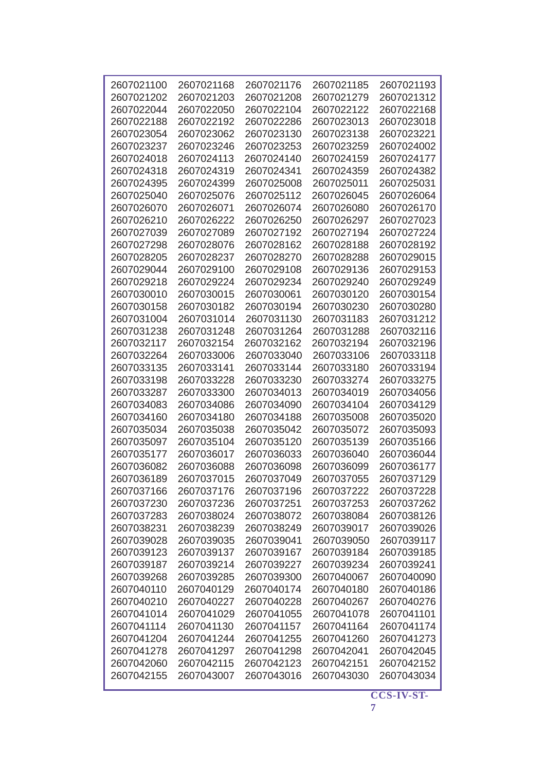| | | | | |
|---|---|---|---|---|
| 2607021100 | 2607021168 | 2607021176 | 2607021185 | 2607021193 |
| 2607021202 | 2607021203 | 2607021208 | 2607021279 | 2607021312 |
| 2607022044 | 2607022050 | 2607022104 | 2607022122 | 2607022168 |
| 2607022188 | 2607022192 | 2607022286 | 2607023013 | 2607023018 |
| 2607023054 | 2607023062 | 2607023130 | 2607023138 | 2607023221 |
| 2607023237 | 2607023246 | 2607023253 | 2607023259 | 2607024002 |
| 2607024018 | 2607024113 | 2607024140 | 2607024159 | 2607024177 |
| 2607024318 | 2607024319 | 2607024341 | 2607024359 | 2607024382 |
| 2607024395 | 2607024399 | 2607025008 | 2607025011 | 2607025031 |
| 2607025040 | 2607025076 | 2607025112 | 2607026045 | 2607026064 |
| 2607026070 | 2607026071 | 2607026074 | 2607026080 | 2607026170 |
| 2607026210 | 2607026222 | 2607026250 | 2607026297 | 2607027023 |
| 2607027039 | 2607027089 | 2607027192 | 2607027194 | 2607027224 |
| 2607027298 | 2607028076 | 2607028162 | 2607028188 | 2607028192 |
| 2607028205 | 2607028237 | 2607028270 | 2607028288 | 2607029015 |
| 2607029044 | 2607029100 | 2607029108 | 2607029136 | 2607029153 |
| 2607029218 | 2607029224 | 2607029234 | 2607029240 | 2607029249 |
| 2607030010 | 2607030015 | 2607030061 | 2607030120 | 2607030154 |
| 2607030158 | 2607030182 | 2607030194 | 2607030230 | 2607030280 |
| 2607031004 | 2607031014 | 2607031130 | 2607031183 | 2607031212 |
| 2607031238 | 2607031248 | 2607031264 | 2607031288 | 2607032116 |
| 2607032117 | 2607032154 | 2607032162 | 2607032194 | 2607032196 |
| 2607032264 | 2607033006 | 2607033040 | 2607033106 | 2607033118 |
| 2607033135 | 2607033141 | 2607033144 | 2607033180 | 2607033194 |
| 2607033198 | 2607033228 | 2607033230 | 2607033274 | 2607033275 |
| 2607033287 | 2607033300 | 2607034013 | 2607034019 | 2607034056 |
| 2607034083 | 2607034086 | 2607034090 | 2607034104 | 2607034129 |
| 2607034160 | 2607034180 | 2607034188 | 2607035008 | 2607035020 |
| 2607035034 | 2607035038 | 2607035042 | 2607035072 | 2607035093 |
| 2607035097 | 2607035104 | 2607035120 | 2607035139 | 2607035166 |
| 2607035177 | 2607036017 | 2607036033 | 2607036040 | 2607036044 |
| 2607036082 | 2607036088 | 2607036098 | 2607036099 | 2607036177 |
| 2607036189 | 2607037015 | 2607037049 | 2607037055 | 2607037129 |
| 2607037166 | 2607037176 | 2607037196 | 2607037222 | 2607037228 |
| 2607037230 | 2607037236 | 2607037251 | 2607037253 | 2607037262 |
| 2607037283 | 2607038024 | 2607038072 | 2607038084 | 2607038126 |
| 2607038231 | 2607038239 | 2607038249 | 2607039017 | 2607039026 |
| 2607039028 | 2607039035 | 2607039041 | 2607039050 | 2607039117 |
| 2607039123 | 2607039137 | 2607039167 | 2607039184 | 2607039185 |
| 2607039187 | 2607039214 | 2607039227 | 2607039234 | 2607039241 |
| 2607039268 | 2607039285 | 2607039300 | 2607040067 | 2607040090 |
| 2607040110 | 2607040129 | 2607040174 | 2607040180 | 2607040186 |
| 2607040210 | 2607040227 | 2607040228 | 2607040267 | 2607040276 |
| 2607041014 | 2607041029 | 2607041055 | 2607041078 | 2607041101 |
| 2607041114 | 2607041130 | 2607041157 | 2607041164 | 2607041174 |
| 2607041204 | 2607041244 | 2607041255 | 2607041260 | 2607041273 |
| 2607041278 | 2607041297 | 2607041298 | 2607042041 | 2607042045 |
| 2607042060 | 2607042115 | 2607042123 | 2607042151 | 2607042152 |
| 2607042155 | 2607043007 | 2607043016 | 2607043030 | 2607043034 |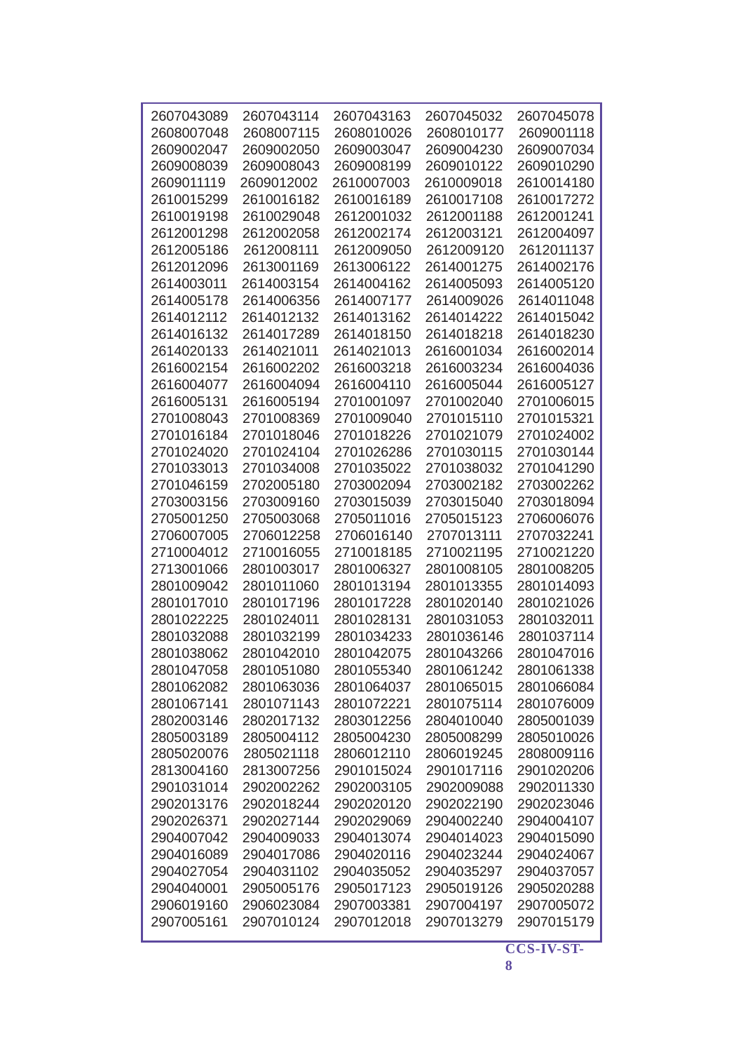| | | | | |
|---|---|---|---|---|
| 2607043089 | 2607043114 | 2607043163 | 2607045032 | 2607045078 |
| 2608007048 | 2608007115 | 2608010026 | 2608010177 | 2609001118 |
| 2609002047 | 2609002050 | 2609003047 | 2609004230 | 2609007034 |
| 2609008039 | 2609008043 | 2609008199 | 2609010122 | 2609010290 |
| 2609011119 | 2609012002 | 2610007003 | 2610009018 | 2610014180 |
| 2610015299 | 2610016182 | 2610016189 | 2610017108 | 2610017272 |
| 2610019198 | 2610029048 | 2612001032 | 2612001188 | 2612001241 |
| 2612001298 | 2612002058 | 2612002174 | 2612003121 | 2612004097 |
| 2612005186 | 2612008111 | 2612009050 | 2612009120 | 2612011137 |
| 2612012096 | 2613001169 | 2613006122 | 2614001275 | 2614002176 |
| 2614003011 | 2614003154 | 2614004162 | 2614005093 | 2614005120 |
| 2614005178 | 2614006356 | 2614007177 | 2614009026 | 2614011048 |
| 2614012112 | 2614012132 | 2614013162 | 2614014222 | 2614015042 |
| 2614016132 | 2614017289 | 2614018150 | 2614018218 | 2614018230 |
| 2614020133 | 2614021011 | 2614021013 | 2616001034 | 2616002014 |
| 2616002154 | 2616002202 | 2616003218 | 2616003234 | 2616004036 |
| 2616004077 | 2616004094 | 2616004110 | 2616005044 | 2616005127 |
| 2616005131 | 2616005194 | 2701001097 | 2701002040 | 2701006015 |
| 2701008043 | 2701008369 | 2701009040 | 2701015110 | 2701015321 |
| 2701016184 | 2701018046 | 2701018226 | 2701021079 | 2701024002 |
| 2701024020 | 2701024104 | 2701026286 | 2701030115 | 2701030144 |
| 2701033013 | 2701034008 | 2701035022 | 2701038032 | 2701041290 |
| 2701046159 | 2702005180 | 2703002094 | 2703002182 | 2703002262 |
| 2703003156 | 2703009160 | 2703015039 | 2703015040 | 2703018094 |
| 2705001250 | 2705003068 | 2705011016 | 2705015123 | 2706006076 |
| 2706007005 | 2706012258 | 2706016140 | 2707013111 | 2707032241 |
| 2710004012 | 2710016055 | 2710018185 | 2710021195 | 2710021220 |
| 2713001066 | 2801003017 | 2801006327 | 2801008105 | 2801008205 |
| 2801009042 | 2801011060 | 2801013194 | 2801013355 | 2801014093 |
| 2801017010 | 2801017196 | 2801017228 | 2801020140 | 2801021026 |
| 2801022225 | 2801024011 | 2801028131 | 2801031053 | 2801032011 |
| 2801032088 | 2801032199 | 2801034233 | 2801036146 | 2801037114 |
| 2801038062 | 2801042010 | 2801042075 | 2801043266 | 2801047016 |
| 2801047058 | 2801051080 | 2801055340 | 2801061242 | 2801061338 |
| 2801062082 | 2801063036 | 2801064037 | 2801065015 | 2801066084 |
| 2801067141 | 2801071143 | 2801072221 | 2801075114 | 2801076009 |
| 2802003146 | 2802017132 | 2803012256 | 2804010040 | 2805001039 |
| 2805003189 | 2805004112 | 2805004230 | 2805008299 | 2805010026 |
| 2805020076 | 2805021118 | 2806012110 | 2806019245 | 2808009116 |
| 2813004160 | 2813007256 | 2901015024 | 2901017116 | 2901020206 |
| 2901031014 | 2902002262 | 2902003105 | 2902009088 | 2902011330 |
| 2902013176 | 2902018244 | 2902020120 | 2902022190 | 2902023046 |
| 2902026371 | 2902027144 | 2902029069 | 2904002240 | 2904004107 |
| 2904007042 | 2904009033 | 2904013074 | 2904014023 | 2904015090 |
| 2904016089 | 2904017086 | 2904020116 | 2904023244 | 2904024067 |
| 2904027054 | 2904031102 | 2904035052 | 2904035297 | 2904037057 |
| 2904040001 | 2905005176 | 2905017123 | 2905019126 | 2905020288 |
| 2906019160 | 2906023084 | 2907003381 | 2907004197 | 2907005072 |
| 2907005161 | 2907010124 | 2907012018 | 2907013279 | 2907015179 |

**CCS-IV-ST-8**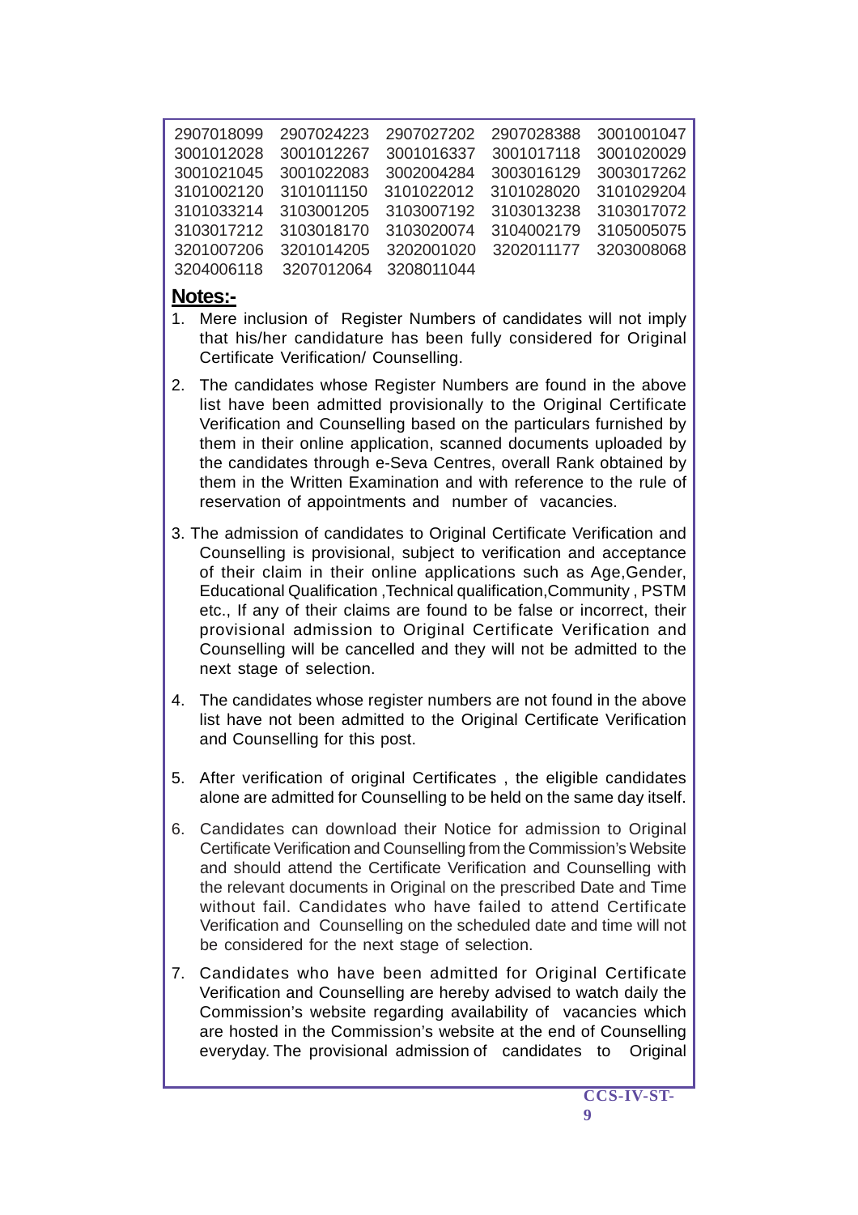| | | | | |
|---|---|---|---|---|
| 2907018099 | 2907024223 | 2907027202 | 2907028388 | 3001001047 |
| 3001012028 | 3001012267 | 3001016337 | 3001017118 | 3001020029 |
| 3001021045 | 3001022083 | 3002004284 | 3003016129 | 3003017262 |
| 3101002120 | 3101011150 | 3101022012 | 3101028020 | 3101029204 |
| 3101033214 | 3103001205 | 3103007192 | 3103013238 | 3103017072 |
| 3103017212 | 3103018170 | 3103020074 | 3104002179 | 3105005075 |
| 3201007206 | 3201014205 | 3202001020 | 3202011177 | 3203008068 |
| 3204006118 | 3207012064 | 3208011044 | | |

**Notes:-**

1. Mere inclusion of Register Numbers of candidates will not imply that his/her candidature has been fully considered for Original Certificate Verification/ Counselling.

2. The candidates whose Register Numbers are found in the above list have been admitted provisionally to the Original Certificate Verification and Counselling based on the particulars furnished by them in their online application, scanned documents uploaded by the candidates through e-Seva Centres, overall Rank obtained by them in the Written Examination and with reference to the rule of reservation of appointments and number of vacancies.

3. The admission of candidates to Original Certificate Verification and Counselling is provisional, subject to verification and acceptance of their claim in their online applications such as Age,Gender, Educational Qualification ,Technical qualification,Community , PSTM etc., If any of their claims are found to be false or incorrect, their provisional admission to Original Certificate Verification and Counselling will be cancelled and they will not be admitted to the next stage of selection.

4. The candidates whose register numbers are not found in the above list have not been admitted to the Original Certificate Verification and Counselling for this post.

5. After verification of original Certificates , the eligible candidates alone are admitted for Counselling to be held on the same day itself.

6. Candidates can download their Notice for admission to Original Certificate Verification and Counselling from the Commission's Website and should attend the Certificate Verification and Counselling with the relevant documents in Original on the prescribed Date and Time without fail. Candidates who have failed to attend Certificate Verification and Counselling on the scheduled date and time will not be considered for the next stage of selection.

7. Candidates who have been admitted for Original Certificate Verification and Counselling are hereby advised to watch daily the Commission's website regarding availability of vacancies which are hosted in the Commission's website at the end of Counselling everyday. The provisional admission of candidates to Original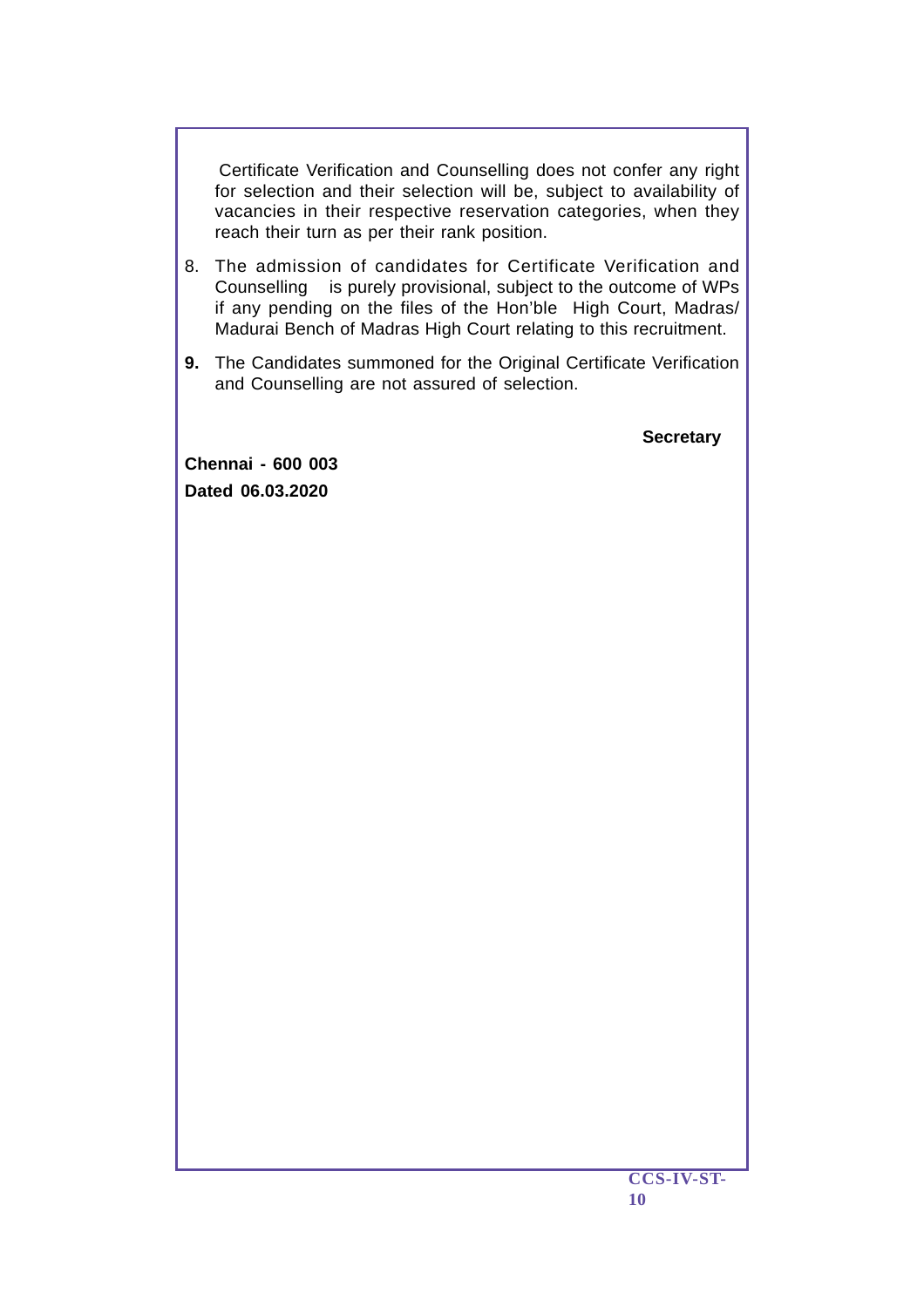Certificate Verification and Counselling does not confer any right for selection and their selection will be, subject to availability of vacancies in their respective reservation categories, when they reach their turn as per their rank position.

8. The admission of candidates for Certificate Verification and Counselling is purely provisional, subject to the outcome of WPs if any pending on the files of the Hon'ble High Court, Madras/ Madurai Bench of Madras High Court relating to this recruitment.

**9.** The Candidates summoned for the Original Certificate Verification and Counselling are not assured of selection.

**Secretary**

**Chennai - 600 003**

**Dated 06.03.2020**